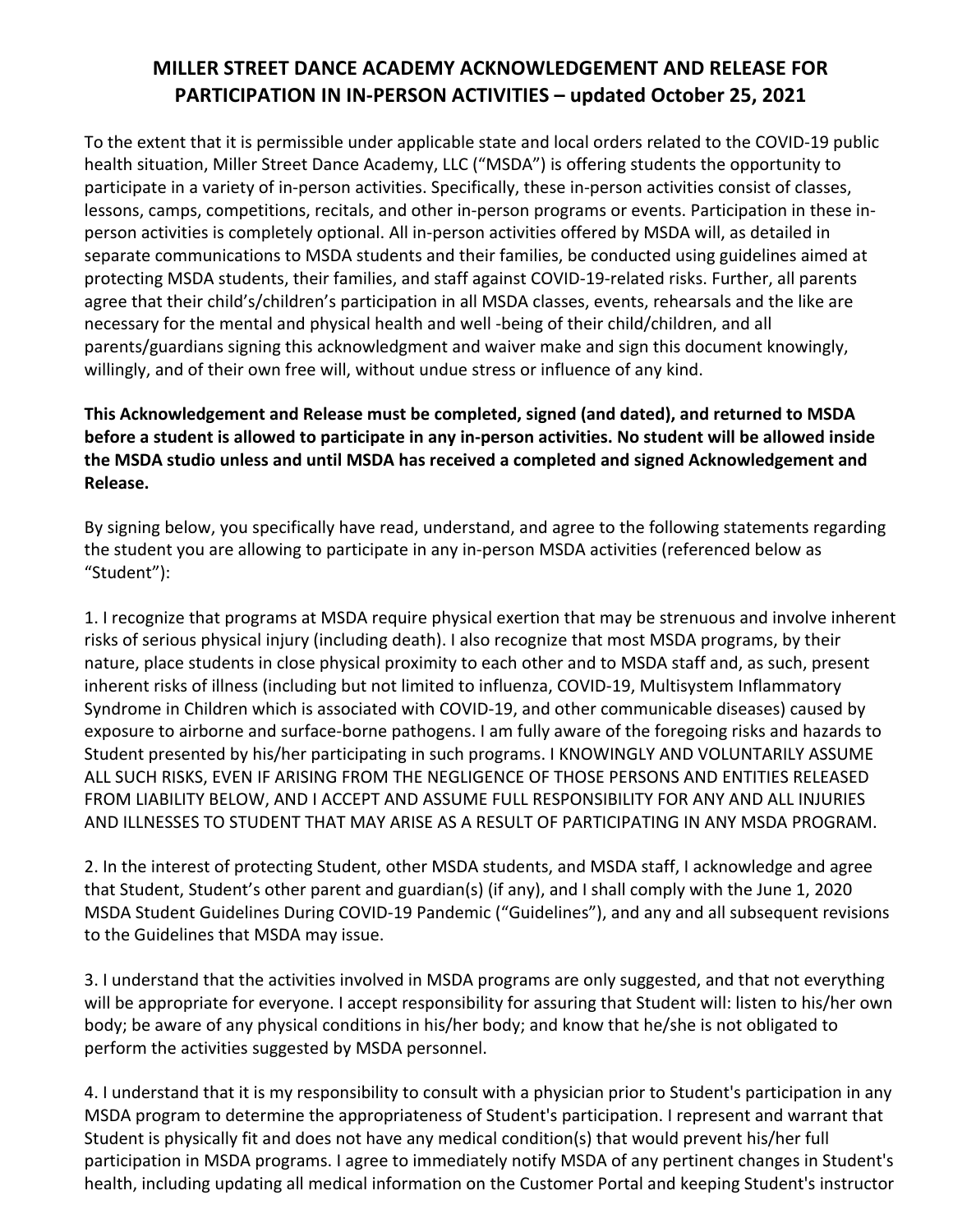# MILLER STREET DANCE ACADEMY ACKNOWLEDGEMENT AND RELEASE FOR PARTICIPATION IN IN-PERSON ACTIVITIES – updated October 25, 2021

To the extent that it is permissible under applicable state and local orders related to the COVID-19 public health situation, Miller Street Dance Academy, LLC ("MSDA") is offering students the opportunity to participate in a variety of in-person activities. Specifically, these in-person activities consist of classes, lessons, camps, competitions, recitals, and other in-person programs or events. Participation in these in-person activities is completely optional. All in-person activities offered by MSDA will, as detailed in separate communications to MSDA students and their families, be conducted using guidelines aimed at protecting MSDA students, their families, and staff against COVID-19-related risks. Further, all parents agree that their child's/children's participation in all MSDA classes, events, rehearsals and the like are necessary for the mental and physical health and well -being of their child/children, and all parents/guardians signing this acknowledgment and waiver make and sign this document knowingly, willingly, and of their own free will, without undue stress or influence of any kind.

**This Acknowledgement and Release must be completed, signed (and dated), and returned to MSDA before a student is allowed to participate in any in-person activities. No student will be allowed inside the MSDA studio unless and until MSDA has received a completed and signed Acknowledgement and Release.**

By signing below, you specifically have read, understand, and agree to the following statements regarding the student you are allowing to participate in any in-person MSDA activities (referenced below as "Student"):

1. I recognize that programs at MSDA require physical exertion that may be strenuous and involve inherent risks of serious physical injury (including death). I also recognize that most MSDA programs, by their nature, place students in close physical proximity to each other and to MSDA staff and, as such, present inherent risks of illness (including but not limited to influenza, COVID-19, Multisystem Inflammatory Syndrome in Children which is associated with COVID-19, and other communicable diseases) caused by exposure to airborne and surface-borne pathogens. I am fully aware of the foregoing risks and hazards to Student presented by his/her participating in such programs. I KNOWINGLY AND VOLUNTARILY ASSUME ALL SUCH RISKS, EVEN IF ARISING FROM THE NEGLIGENCE OF THOSE PERSONS AND ENTITIES RELEASED FROM LIABILITY BELOW, AND I ACCEPT AND ASSUME FULL RESPONSIBILITY FOR ANY AND ALL INJURIES AND ILLNESSES TO STUDENT THAT MAY ARISE AS A RESULT OF PARTICIPATING IN ANY MSDA PROGRAM.

2. In the interest of protecting Student, other MSDA students, and MSDA staff, I acknowledge and agree that Student, Student's other parent and guardian(s) (if any), and I shall comply with the June 1, 2020 MSDA Student Guidelines During COVID-19 Pandemic ("Guidelines"), and any and all subsequent revisions to the Guidelines that MSDA may issue.

3. I understand that the activities involved in MSDA programs are only suggested, and that not everything will be appropriate for everyone. I accept responsibility for assuring that Student will: listen to his/her own body; be aware of any physical conditions in his/her body; and know that he/she is not obligated to perform the activities suggested by MSDA personnel.

4. I understand that it is my responsibility to consult with a physician prior to Student's participation in any MSDA program to determine the appropriateness of Student's participation. I represent and warrant that Student is physically fit and does not have any medical condition(s) that would prevent his/her full participation in MSDA programs. I agree to immediately notify MSDA of any pertinent changes in Student's health, including updating all medical information on the Customer Portal and keeping Student's instructor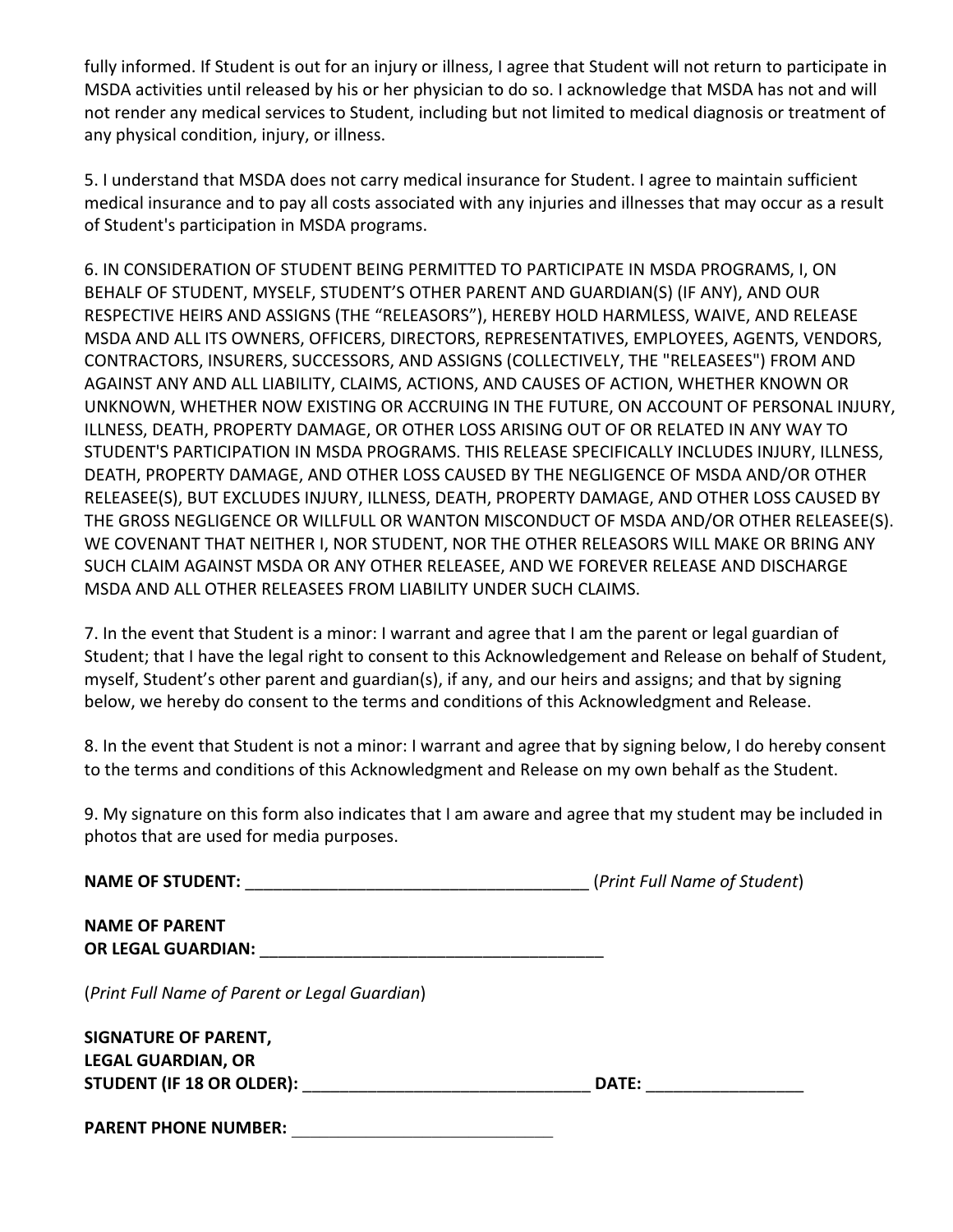fully informed. If Student is out for an injury or illness, I agree that Student will not return to participate in MSDA activities until released by his or her physician to do so. I acknowledge that MSDA has not and will not render any medical services to Student, including but not limited to medical diagnosis or treatment of any physical condition, injury, or illness.

5. I understand that MSDA does not carry medical insurance for Student. I agree to maintain sufficient medical insurance and to pay all costs associated with any injuries and illnesses that may occur as a result of Student's participation in MSDA programs.

6. IN CONSIDERATION OF STUDENT BEING PERMITTED TO PARTICIPATE IN MSDA PROGRAMS, I, ON BEHALF OF STUDENT, MYSELF, STUDENT'S OTHER PARENT AND GUARDIAN(S) (IF ANY), AND OUR RESPECTIVE HEIRS AND ASSIGNS (THE "RELEASORS"), HEREBY HOLD HARMLESS, WAIVE, AND RELEASE MSDA AND ALL ITS OWNERS, OFFICERS, DIRECTORS, REPRESENTATIVES, EMPLOYEES, AGENTS, VENDORS, CONTRACTORS, INSURERS, SUCCESSORS, AND ASSIGNS (COLLECTIVELY, THE "RELEASEES") FROM AND AGAINST ANY AND ALL LIABILITY, CLAIMS, ACTIONS, AND CAUSES OF ACTION, WHETHER KNOWN OR UNKNOWN, WHETHER NOW EXISTING OR ACCRUING IN THE FUTURE, ON ACCOUNT OF PERSONAL INJURY, ILLNESS, DEATH, PROPERTY DAMAGE, OR OTHER LOSS ARISING OUT OF OR RELATED IN ANY WAY TO STUDENT'S PARTICIPATION IN MSDA PROGRAMS. THIS RELEASE SPECIFICALLY INCLUDES INJURY, ILLNESS, DEATH, PROPERTY DAMAGE, AND OTHER LOSS CAUSED BY THE NEGLIGENCE OF MSDA AND/OR OTHER RELEASEE(S), BUT EXCLUDES INJURY, ILLNESS, DEATH, PROPERTY DAMAGE, AND OTHER LOSS CAUSED BY THE GROSS NEGLIGENCE OR WILLFULL OR WANTON MISCONDUCT OF MSDA AND/OR OTHER RELEASEE(S). WE COVENANT THAT NEITHER I, NOR STUDENT, NOR THE OTHER RELEASORS WILL MAKE OR BRING ANY SUCH CLAIM AGAINST MSDA OR ANY OTHER RELEASEE, AND WE FOREVER RELEASE AND DISCHARGE MSDA AND ALL OTHER RELEASEES FROM LIABILITY UNDER SUCH CLAIMS.

7. In the event that Student is a minor: I warrant and agree that I am the parent or legal guardian of Student; that I have the legal right to consent to this Acknowledgement and Release on behalf of Student, myself, Student's other parent and guardian(s), if any, and our heirs and assigns; and that by signing below, we hereby do consent to the terms and conditions of this Acknowledgment and Release.

8. In the event that Student is not a minor: I warrant and agree that by signing below, I do hereby consent to the terms and conditions of this Acknowledgment and Release on my own behalf as the Student.

9. My signature on this form also indicates that I am aware and agree that my student may be included in photos that are used for media purposes.

**NAME OF STUDENT:** _____________________________________ (*Print Full Name of Student*)

**NAME OF PARENT**
**OR LEGAL GUARDIAN:** ______________________________________

(*Print Full Name of Parent or Legal Guardian*)

**SIGNATURE OF PARENT,**
**LEGAL GUARDIAN, OR**
**STUDENT (IF 18 OR OLDER):** _______________________________ **DATE:** _________________

**PARENT PHONE NUMBER:** _____________________________